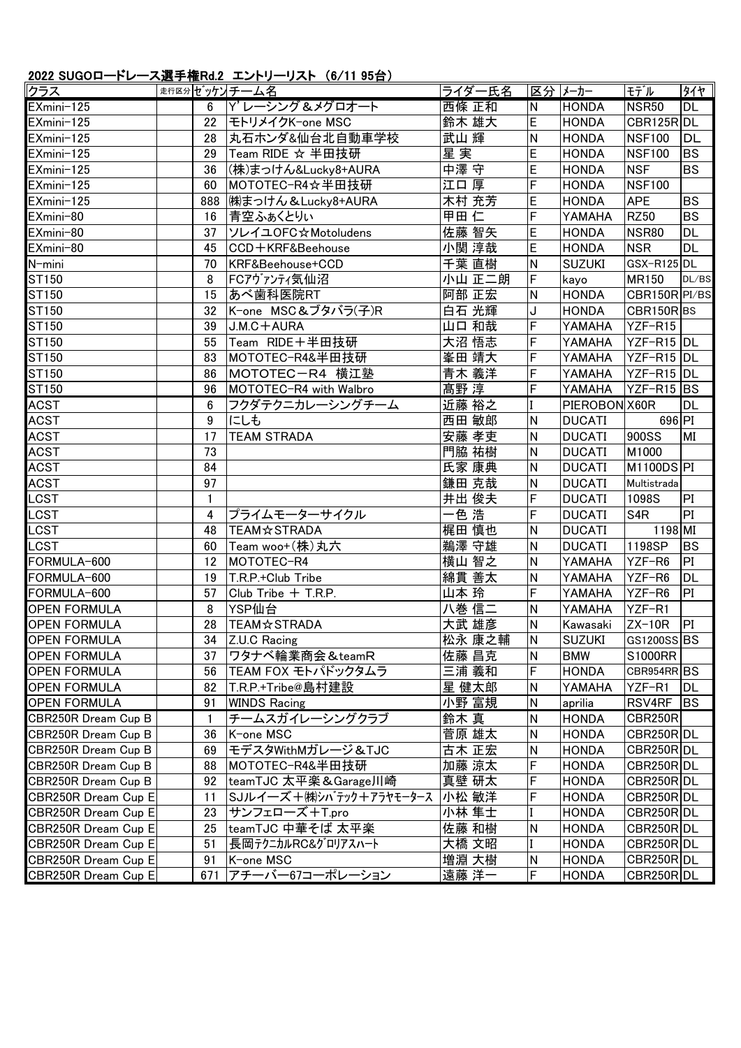## 2022 SUGOロードレース選手権Rd.2 エントリーリスト (6/11 95台)

| クラス | 走行区分 | ゼッケン | チーム名 | ライダー氏名 | 区分 | メーカー | モデル | タイヤ |
|---|---|---|---|---|---|---|---|---|
| EXmini-125 | | 6 | Y'レーシング＆メグロオート | 西條 正和 | N | HONDA | NSR50 | DL |
| EXmini-125 | | 22 | モトリメイクK-one MSC | 鈴木 雄大 | E | HONDA | CBR125R | DL |
| EXmini-125 | | 28 | 丸石ホンダ&仙台北自動車学校 | 武山 輝 | N | HONDA | NSF100 | DL |
| EXmini-125 | | 29 | Team RIDE ☆ 半田技研 | 星 実 | E | HONDA | NSF100 | BS |
| EXmini-125 | | 36 | (株)まっけん&Lucky8+AURA | 中澤 守 | E | HONDA | NSF | BS |
| EXmini-125 | | 60 | MOTOTEC-R4☆半田技研 | 江口 厚 | F | HONDA | NSF100 | |
| EXmini-125 | | 888 | ㈱まっけん＆Lucky8+AURA | 木村 充芳 | E | HONDA | APE | BS |
| EXmini-80 | | 16 | 青空ふぁくとりぃ | 甲田 仁 | F | YAMAHA | RZ50 | BS |
| EXmini-80 | | 37 | ソレイユOFC☆Motoludens | 佐藤 智矢 | E | HONDA | NSR80 | DL |
| EXmini-80 | | 45 | CCD＋KRF&Beehouse | 小関 淳哉 | E | HONDA | NSR | DL |
| N-mini | | 70 | KRF&Beehouse+CCD | 千葉 直樹 | N | SUZUKI | GSX-R125 | DL |
| ST150 | | 8 | FCアヴァンティ気仙沼 | 小山 正二朗 | F | kayo | MR150 | DL/BS |
| ST150 | | 15 | あべ歯科医院RT | 阿部 正宏 | N | HONDA | CBR150R | PI/BS |
| ST150 | | 32 | K-one MSC＆ブタバラ(子)R | 白石 光輝 | J | HONDA | CBR150R | BS |
| ST150 | | 39 | J.M.C＋AURA | 山口 和哉 | F | YAMAHA | YZF-R15 | |
| ST150 | | 55 | Team RIDE＋半田技研 | 大沼 悟志 | F | YAMAHA | YZF-R15 | DL |
| ST150 | | 83 | MOTOTEC-R4&半田技研 | 峯田 靖大 | F | YAMAHA | YZF-R15 | DL |
| ST150 | | 86 | MOTOTECーR4 横江塾 | 青木 義洋 | F | YAMAHA | YZF-R15 | DL |
| ST150 | | 96 | MOTOTEC-R4 with Walbro | 髙野 淳 | F | YAMAHA | YZF-R15 | BS |
| ACST | | 6 | フクダテクニカレーシングチーム | 近藤 裕之 | I | PIEROBON | X60R | DL |
| ACST | | 9 | にしも | 西田 敏郎 | N | DUCATI | 696 | PI |
| ACST | | 17 | TEAM STRADA | 安藤 孝吏 | N | DUCATI | 900SS | MI |
| ACST | | 73 | | 門脇 祐樹 | N | DUCATI | M1000 | |
| ACST | | 84 | | 氏家 康典 | N | DUCATI | M1100DS | PI |
| ACST | | 97 | | 鎌田 克哉 | N | DUCATI | Multistrada | |
| LCST | | 1 | | 井出 俊夫 | F | DUCATI | 1098S | PI |
| LCST | | 4 | プライムモーターサイクル | 一色 浩 | F | DUCATI | S4R | PI |
| LCST | | 48 | TEAM☆STRADA | 梶田 慎也 | N | DUCATI | 1198 | MI |
| LCST | | 60 | Team woo+(株)丸六 | 鵜澤 守雄 | N | DUCATI | 1198SP | BS |
| FORMULA-600 | | 12 | MOTOTEC-R4 | 横山 智之 | N | YAMAHA | YZF-R6 | PI |
| FORMULA-600 | | 19 | T.R.P.+Club Tribe | 綿貫 善太 | N | YAMAHA | YZF-R6 | DL |
| FORMULA-600 | | 57 | Club Tribe ＋ T.R.P. | 山本 玲 | F | YAMAHA | YZF-R6 | PI |
| OPEN FORMULA | | 8 | YSP仙台 | 八巻 信二 | N | YAMAHA | YZF-R1 | |
| OPEN FORMULA | | 28 | TEAM☆STRADA | 大武 雄彦 | N | Kawasaki | ZX-10R | PI |
| OPEN FORMULA | | 34 | Z.U.C Racing | 松永 康之輔 | N | SUZUKI | GS1200SS | BS |
| OPEN FORMULA | | 37 | ワタナベ輪業商会＆teamR | 佐藤 昌克 | N | BMW | S1000RR | |
| OPEN FORMULA | | 56 | TEAM FOX モトパドックタムラ | 三浦 義和 | F | HONDA | CBR954RR | BS |
| OPEN FORMULA | | 82 | T.R.P.+Tribe@島村建設 | 星 健太郎 | N | YAMAHA | YZF-R1 | DL |
| OPEN FORMULA | | 91 | WINDS Racing | 小野 富規 | N | aprilia | RSV4RF | BS |
| CBR250R Dream Cup B | | 1 | チームスガイレーシングクラブ | 鈴木 真 | N | HONDA | CBR250R | |
| CBR250R Dream Cup B | | 36 | K-one MSC | 菅原 雄太 | N | HONDA | CBR250R | DL |
| CBR250R Dream Cup B | | 69 | モデスタWithMガレージ＆TJC | 古木 正宏 | N | HONDA | CBR250R | DL |
| CBR250R Dream Cup B | | 88 | MOTOTEC-R4&半田技研 | 加藤 涼太 | F | HONDA | CBR250R | DL |
| CBR250R Dream Cup B | | 92 | teamTJC 太平楽＆Garage川崎 | 真壁 研太 | F | HONDA | CBR250R | DL |
| CBR250R Dream Cup E | | 11 | SJルイーズ＋㈱シバテック＋アラヤモータース | 小松 敏洋 | F | HONDA | CBR250R | DL |
| CBR250R Dream Cup E | | 23 | サンフェローズ＋T.pro | 小林 隼士 | I | HONDA | CBR250R | DL |
| CBR250R Dream Cup E | | 25 | teamTJC 中華そば 太平楽 | 佐藤 和樹 | N | HONDA | CBR250R | DL |
| CBR250R Dream Cup E | | 51 | 長岡テクニカルRC&グロリアスハート | 大橋 文昭 | I | HONDA | CBR250R | DL |
| CBR250R Dream Cup E | | 91 | K-one MSC | 増淵 大樹 | N | HONDA | CBR250R | DL |
| CBR250R Dream Cup E | | 671 | アチーバー67コーポレーション | 遠藤 洋一 | F | HONDA | CBR250R | DL |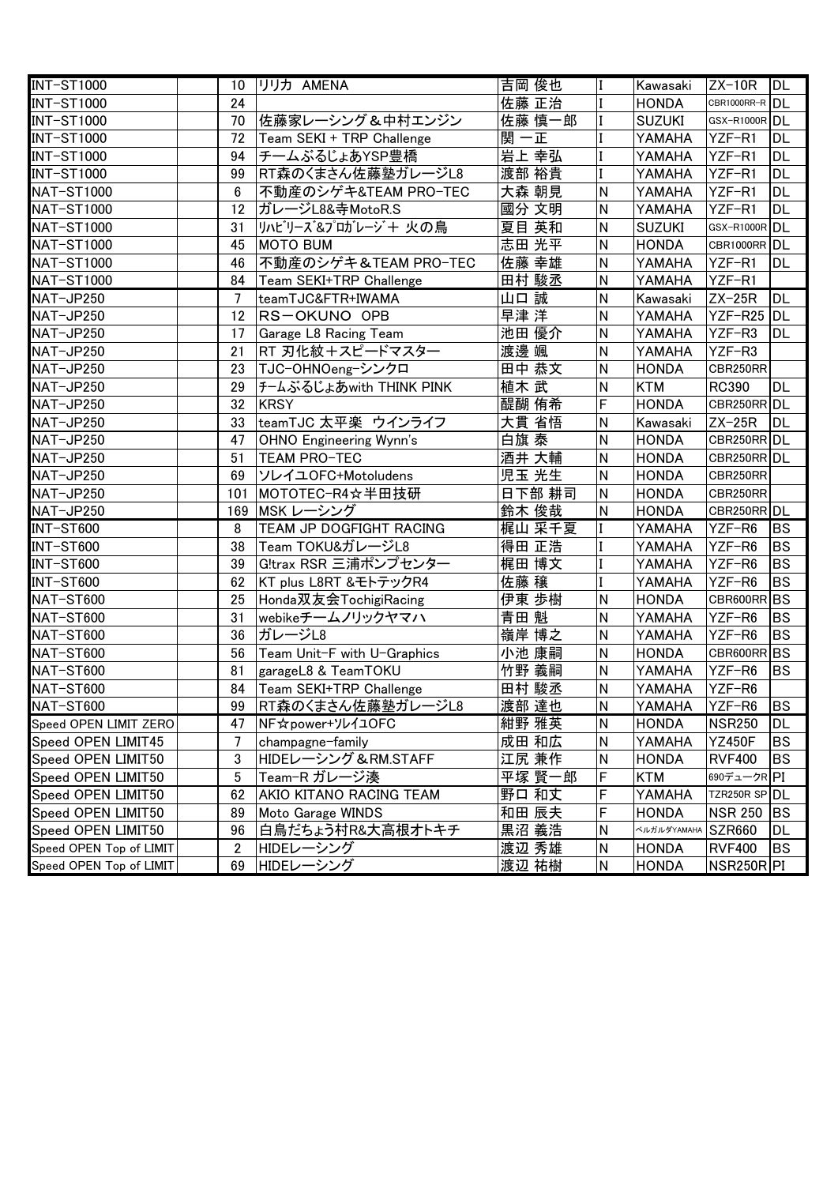| | | | | | | | | |
|---|---|---|---|---|---|---|---|---|
| INT-ST1000 | | 10 | リリカ AMENA | 吉岡 俊也 | I | Kawasaki | ZX-10R | DL |
| INT-ST1000 | | 24 | | 佐藤 正治 | I | HONDA | CBR1000RR-R | DL |
| INT-ST1000 | | 70 | 佐藤家レーシング＆中村エンジン | 佐藤 慎一郎 | I | SUZUKI | GSX-R1000R | DL |
| INT-ST1000 | | 72 | Team SEKI + TRP Challenge | 関 一正 | I | YAMAHA | YZF-R1 | DL |
| INT-ST1000 | | 94 | チームぶるじょあYSP豊橋 | 岩上 幸弘 | I | YAMAHA | YZF-R1 | DL |
| INT-ST1000 | | 99 | RT森のくまさん佐藤塾ガレージL8 | 渡部 裕貴 | I | YAMAHA | YZF-R1 | DL |
| NAT-ST1000 | | 6 | 不動産のシゲキ&TEAM PRO-TEC | 大森 朝見 | N | YAMAHA | YZF-R1 | DL |
| NAT-ST1000 | | 12 | ガレージL8&寺MotoR.S | 國分 文明 | N | YAMAHA | YZF-R1 | DL |
| NAT-ST1000 | | 31 | ﾘﾊﾋﾞﾘｰｽﾞ&ﾌﾟﾛｶﾞﾚｰｼﾞ＋ 火の鳥 | 夏目 英和 | N | SUZUKI | GSX-R1000R | DL |
| NAT-ST1000 | | 45 | MOTO BUM | 志田 光平 | N | HONDA | CBR1000RR | DL |
| NAT-ST1000 | | 46 | 不動産のシゲキ＆TEAM PRO-TEC | 佐藤 幸雄 | N | YAMAHA | YZF-R1 | DL |
| NAT-ST1000 | | 84 | Team SEKI+TRP Challenge | 田村 駿丞 | N | YAMAHA | YZF-R1 | |
| NAT-JP250 | | 7 | teamTJC&FTR+IWAMA | 山口 誠 | N | Kawasaki | ZX-25R | DL |
| NAT-JP250 | | 12 | RS－OKUNO OPB | 早津 洋 | N | YAMAHA | YZF-R25 | DL |
| NAT-JP250 | | 17 | Garage L8 Racing Team | 池田 優介 | N | YAMAHA | YZF-R3 | DL |
| NAT-JP250 | | 21 | RT 刃化紋＋スピードマスター | 渡邊 颯 | N | YAMAHA | YZF-R3 | |
| NAT-JP250 | | 23 | TJC-OHNOeng-シンクロ | 田中 恭文 | N | HONDA | CBR250RR | |
| NAT-JP250 | | 29 | ﾁｰﾑぶるじょあwith THINK PINK | 植木 武 | N | KTM | RC390 | DL |
| NAT-JP250 | | 32 | KRSY | 醍醐 侑希 | F | HONDA | CBR250RR | DL |
| NAT-JP250 | | 33 | teamTJC 太平楽 ウインライフ | 大貫 省悟 | N | Kawasaki | ZX-25R | DL |
| NAT-JP250 | | 47 | OHNO Engineering Wynn's | 白旗 泰 | N | HONDA | CBR250RR | DL |
| NAT-JP250 | | 51 | TEAM PRO-TEC | 酒井 大輔 | N | HONDA | CBR250RR | DL |
| NAT-JP250 | | 69 | ソレイユOFC+Motoludens | 児玉 光生 | N | HONDA | CBR250RR | |
| NAT-JP250 | | 101 | MOTOTEC-R4☆半田技研 | 日下部 耕司 | N | HONDA | CBR250RR | |
| NAT-JP250 | | 169 | MSK レーシング | 鈴木 俊哉 | N | HONDA | CBR250RR | DL |
| INT-ST600 | | 8 | TEAM JP DOGFIGHT RACING | 梶山 采千夏 | I | YAMAHA | YZF-R6 | BS |
| INT-ST600 | | 38 | Team TOKU&ガレージL8 | 得田 正浩 | I | YAMAHA | YZF-R6 | BS |
| INT-ST600 | | 39 | G!trax RSR 三浦ポンプセンター | 梶田 博文 | I | YAMAHA | YZF-R6 | BS |
| INT-ST600 | | 62 | KT plus L8RT &モトテックR4 | 佐藤 穣 | I | YAMAHA | YZF-R6 | BS |
| NAT-ST600 | | 25 | Honda双友会TochigiRacing | 伊東 歩樹 | N | HONDA | CBR600RR | BS |
| NAT-ST600 | | 31 | webikeチームノリックヤマハ | 青田 魁 | N | YAMAHA | YZF-R6 | BS |
| NAT-ST600 | | 36 | ガレージL8 | 嶺岸 博之 | N | YAMAHA | YZF-R6 | BS |
| NAT-ST600 | | 56 | Team Unit-F with U-Graphics | 小池 康嗣 | N | HONDA | CBR600RR | BS |
| NAT-ST600 | | 81 | garageL8 & TeamTOKU | 竹野 義嗣 | N | YAMAHA | YZF-R6 | BS |
| NAT-ST600 | | 84 | Team SEKI+TRP Challenge | 田村 駿丞 | N | YAMAHA | YZF-R6 | |
| NAT-ST600 | | 99 | RT森のくまさん佐藤塾ガレージL8 | 渡部 達也 | N | YAMAHA | YZF-R6 | BS |
| Speed OPEN LIMIT ZERO | | 47 | NF☆power+ｿﾚｲﾕOFC | 紺野 雅英 | N | HONDA | NSR250 | DL |
| Speed OPEN LIMIT45 | | 7 | champagne-family | 成田 和広 | N | YAMAHA | YZ450F | BS |
| Speed OPEN LIMIT50 | | 3 | HIDEレーシング＆RM.STAFF | 江尻 兼作 | N | HONDA | RVF400 | BS |
| Speed OPEN LIMIT50 | | 5 | Team-R ガレージ湊 | 平塚 賢一郎 | F | KTM | 690デュークR | PI |
| Speed OPEN LIMIT50 | | 62 | AKIO KITANO RACING TEAM | 野口 和丈 | F | YAMAHA | TZR250R SP | DL |
| Speed OPEN LIMIT50 | | 89 | Moto Garage WINDS | 和田 辰夫 | F | HONDA | NSR 250 | BS |
| Speed OPEN LIMIT50 | | 96 | 白鳥だちょう村R&大高根オトキチ | 黒沼 義浩 | N | ベルガルダYAMAHA | SZR660 | DL |
| Speed OPEN Top of LIMIT | | 2 | HIDEレーシング | 渡辺 秀雄 | N | HONDA | RVF400 | BS |
| Speed OPEN Top of LIMIT | | 69 | HIDEレーシング | 渡辺 祐樹 | N | HONDA | NSR250R | PI |